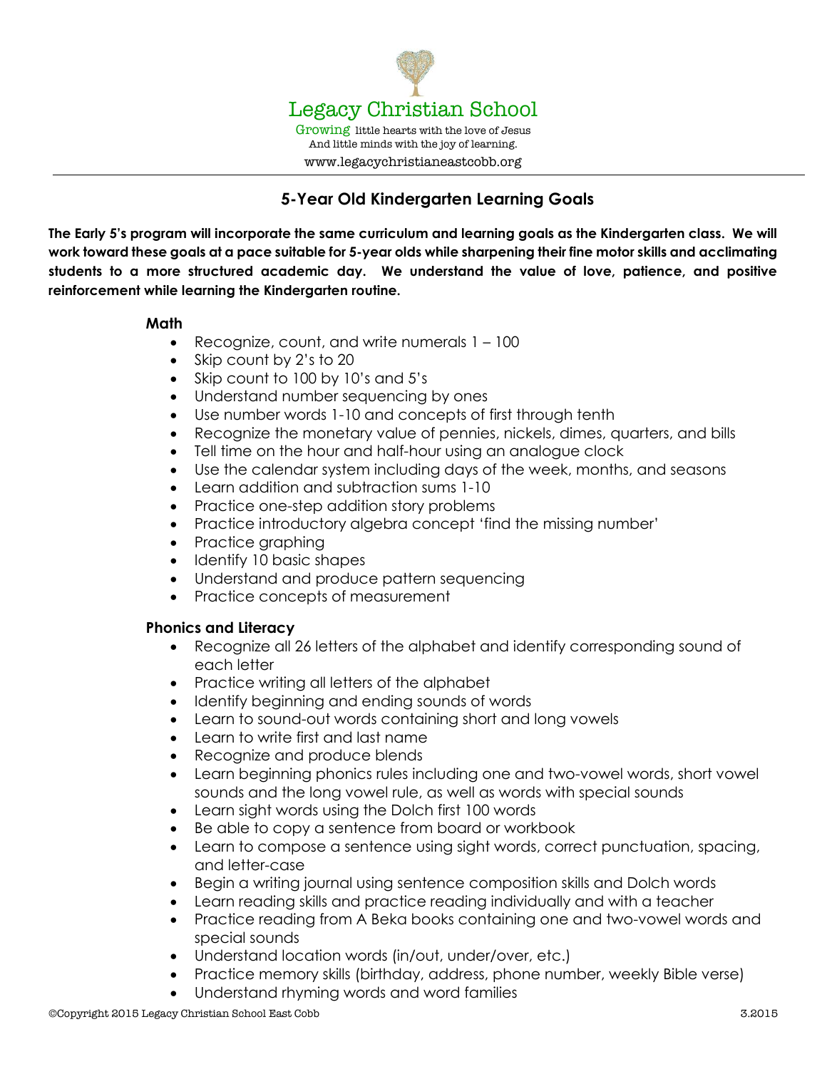# Legacy Christian School

Growing little hearts with the love of Jesus
And little minds with the joy of learning.

www.legacychristianeastcobb.org

## 5-Year Old Kindergarten Learning Goals

**The Early 5's program will incorporate the same curriculum and learning goals as the Kindergarten class. We will work toward these goals at a pace suitable for 5-year olds while sharpening their fine motor skills and acclimating students to a more structured academic day. We understand the value of love, patience, and positive reinforcement while learning the Kindergarten routine.**

### Math

- Recognize, count, and write numerals 1 – 100
- Skip count by 2's to 20
- Skip count to 100 by 10's and 5's
- Understand number sequencing by ones
- Use number words 1-10 and concepts of first through tenth
- Recognize the monetary value of pennies, nickels, dimes, quarters, and bills
- Tell time on the hour and half-hour using an analogue clock
- Use the calendar system including days of the week, months, and seasons
- Learn addition and subtraction sums 1-10
- Practice one-step addition story problems
- Practice introductory algebra concept 'find the missing number'
- Practice graphing
- Identify 10 basic shapes
- Understand and produce pattern sequencing
- Practice concepts of measurement

### Phonics and Literacy

- Recognize all 26 letters of the alphabet and identify corresponding sound of each letter
- Practice writing all letters of the alphabet
- Identify beginning and ending sounds of words
- Learn to sound-out words containing short and long vowels
- Learn to write first and last name
- Recognize and produce blends
- Learn beginning phonics rules including one and two-vowel words, short vowel sounds and the long vowel rule, as well as words with special sounds
- Learn sight words using the Dolch first 100 words
- Be able to copy a sentence from board or workbook
- Learn to compose a sentence using sight words, correct punctuation, spacing, and letter-case
- Begin a writing journal using sentence composition skills and Dolch words
- Learn reading skills and practice reading individually and with a teacher
- Practice reading from A Beka books containing one and two-vowel words and special sounds
- Understand location words (in/out, under/over, etc.)
- Practice memory skills (birthday, address, phone number, weekly Bible verse)
- Understand rhyming words and word families

©Copyright 2015 Legacy Christian School East Cobb 3.2015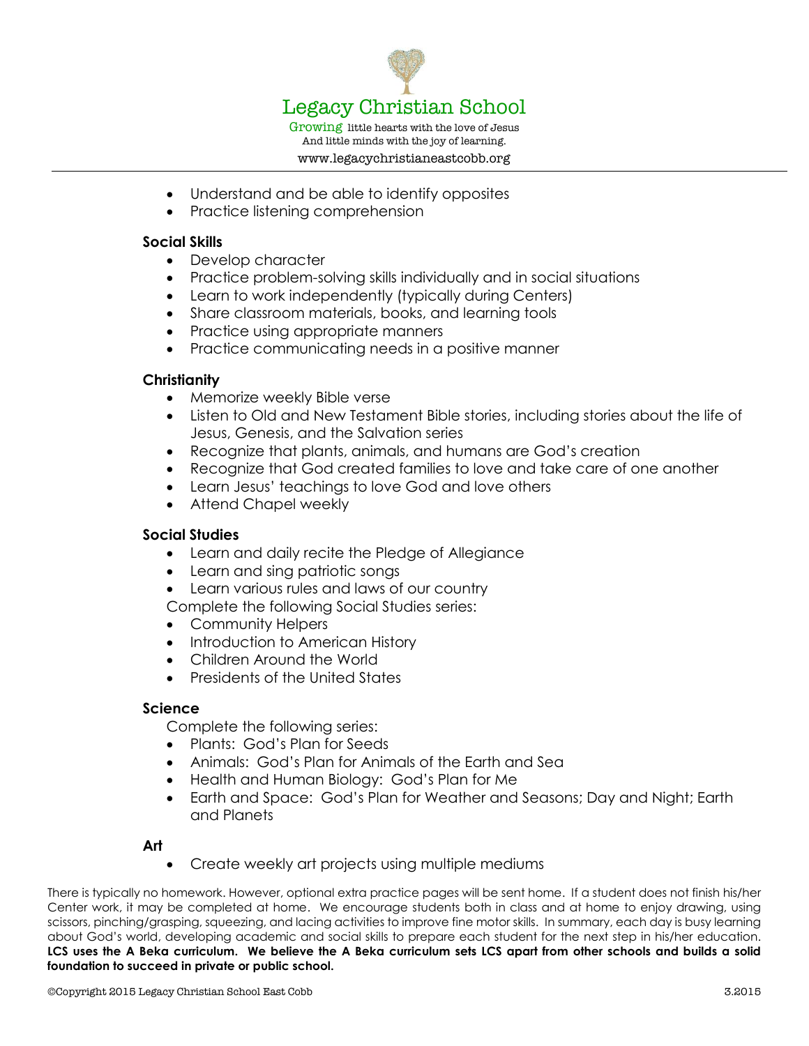- Understand and be able to identify opposites
- Practice listening comprehension

**Social Skills**

- Develop character
- Practice problem-solving skills individually and in social situations
- Learn to work independently (typically during Centers)
- Share classroom materials, books, and learning tools
- Practice using appropriate manners
- Practice communicating needs in a positive manner

**Christianity**

- Memorize weekly Bible verse
- Listen to Old and New Testament Bible stories, including stories about the life of Jesus, Genesis, and the Salvation series
- Recognize that plants, animals, and humans are God's creation
- Recognize that God created families to love and take care of one another
- Learn Jesus' teachings to love God and love others
- Attend Chapel weekly

**Social Studies**

- Learn and daily recite the Pledge of Allegiance
- Learn and sing patriotic songs
- Learn various rules and laws of our country

Complete the following Social Studies series:

- Community Helpers
- Introduction to American History
- Children Around the World
- Presidents of the United States

**Science**

Complete the following series:

- Plants: God's Plan for Seeds
- Animals: God's Plan for Animals of the Earth and Sea
- Health and Human Biology: God's Plan for Me
- Earth and Space: God's Plan for Weather and Seasons; Day and Night; Earth and Planets

**Art**

- Create weekly art projects using multiple mediums

There is typically no homework. However, optional extra practice pages will be sent home. If a student does not finish his/her Center work, it may be completed at home. We encourage students both in class and at home to enjoy drawing, using scissors, pinching/grasping, squeezing, and lacing activities to improve fine motor skills. In summary, each day is busy learning about God's world, developing academic and social skills to prepare each student for the next step in his/her education. **LCS uses the A Beka curriculum. We believe the A Beka curriculum sets LCS apart from other schools and builds a solid foundation to succeed in private or public school.**